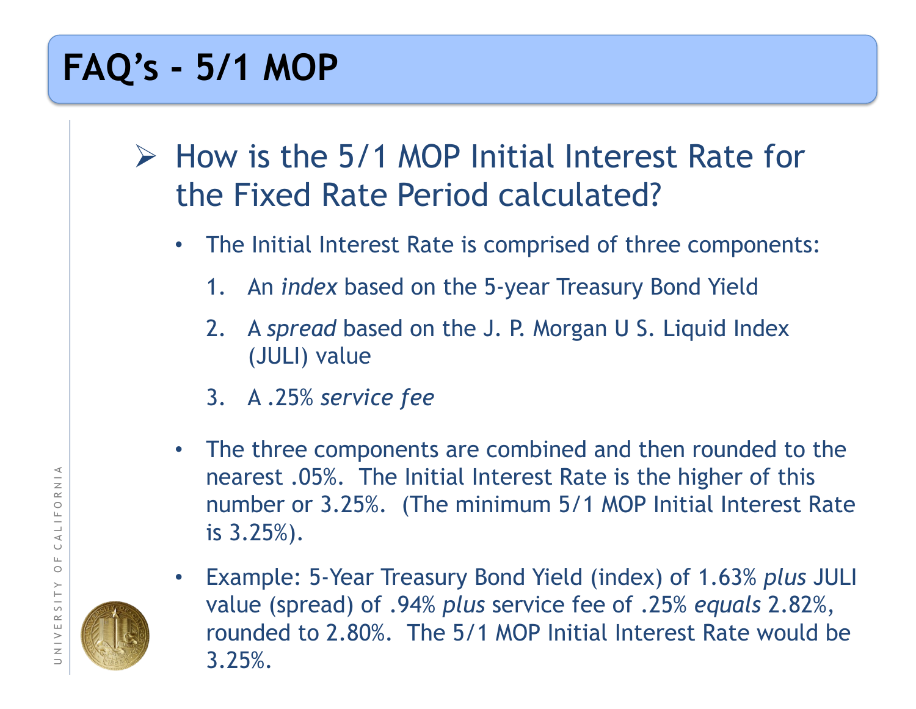# FAQ's - 5/1 MOP

## How is the 5/1 MOP Initial Interest Rate for the Fixed Rate Period calculated?

- The Initial Interest Rate is comprised of three components:
  1. An *index* based on the 5-year Treasury Bond Yield
  2. A *spread* based on the J. P. Morgan U S. Liquid Index (JULI) value
  3. A .25% *service fee*
- The three components are combined and then rounded to the nearest .05%. The Initial Interest Rate is the higher of this number or 3.25%. (The minimum 5/1 MOP Initial Interest Rate is 3.25%).
- Example: 5-Year Treasury Bond Yield (index) of 1.63% *plus* JULI value (spread) of .94% *plus* service fee of .25% *equals* 2.82%, rounded to 2.80%. The 5/1 MOP Initial Interest Rate would be 3.25%.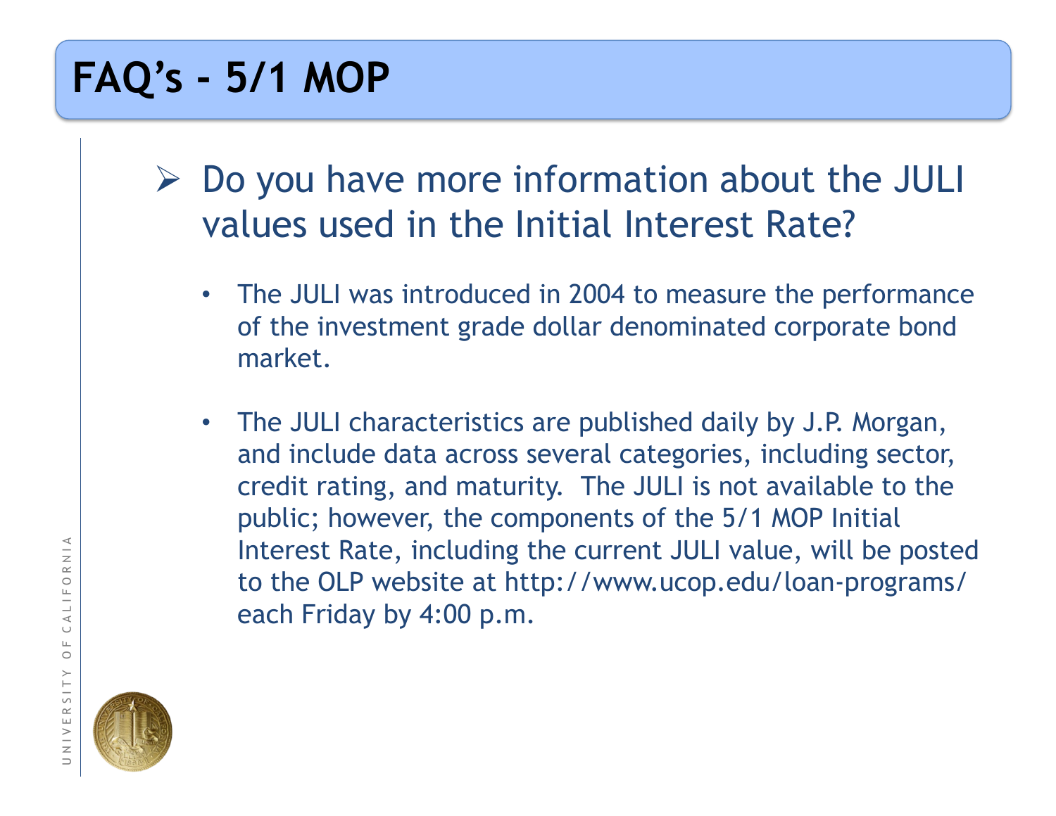# FAQ's - 5/1 MOP

- Do you have more information about the JULI values used in the Initial Interest Rate?

  - The JULI was introduced in 2004 to measure the performance of the investment grade dollar denominated corporate bond market.

  - The JULI characteristics are published daily by J.P. Morgan, and include data across several categories, including sector, credit rating, and maturity. The JULI is not available to the public; however, the components of the 5/1 MOP Initial Interest Rate, including the current JULI value, will be posted to the OLP website at http://www.ucop.edu/loan-programs/ each Friday by 4:00 p.m.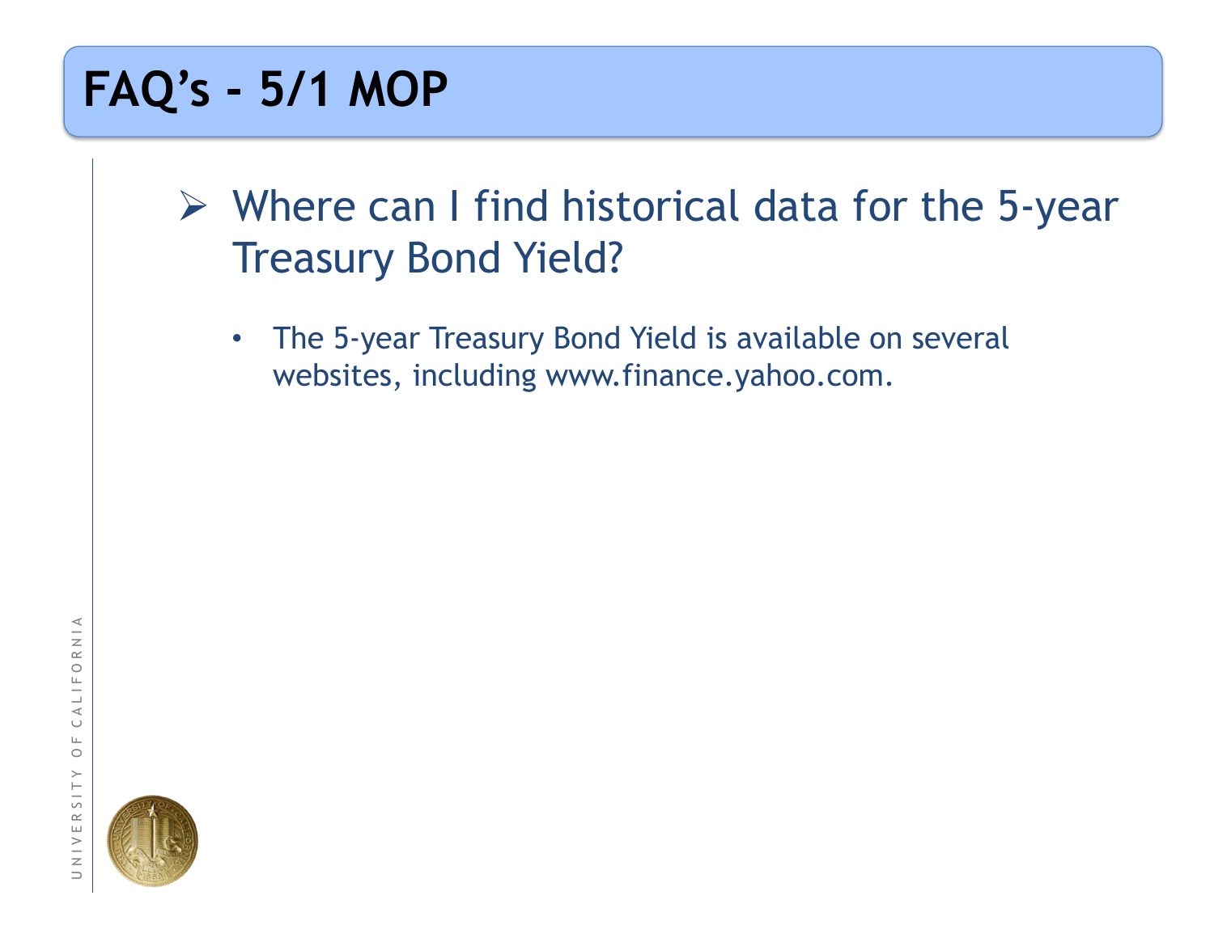# FAQ’s - 5/1 MOP

- Where can I find historical data for the 5-year Treasury Bond Yield?

  - The 5-year Treasury Bond Yield is available on several websites, including www.finance.yahoo.com.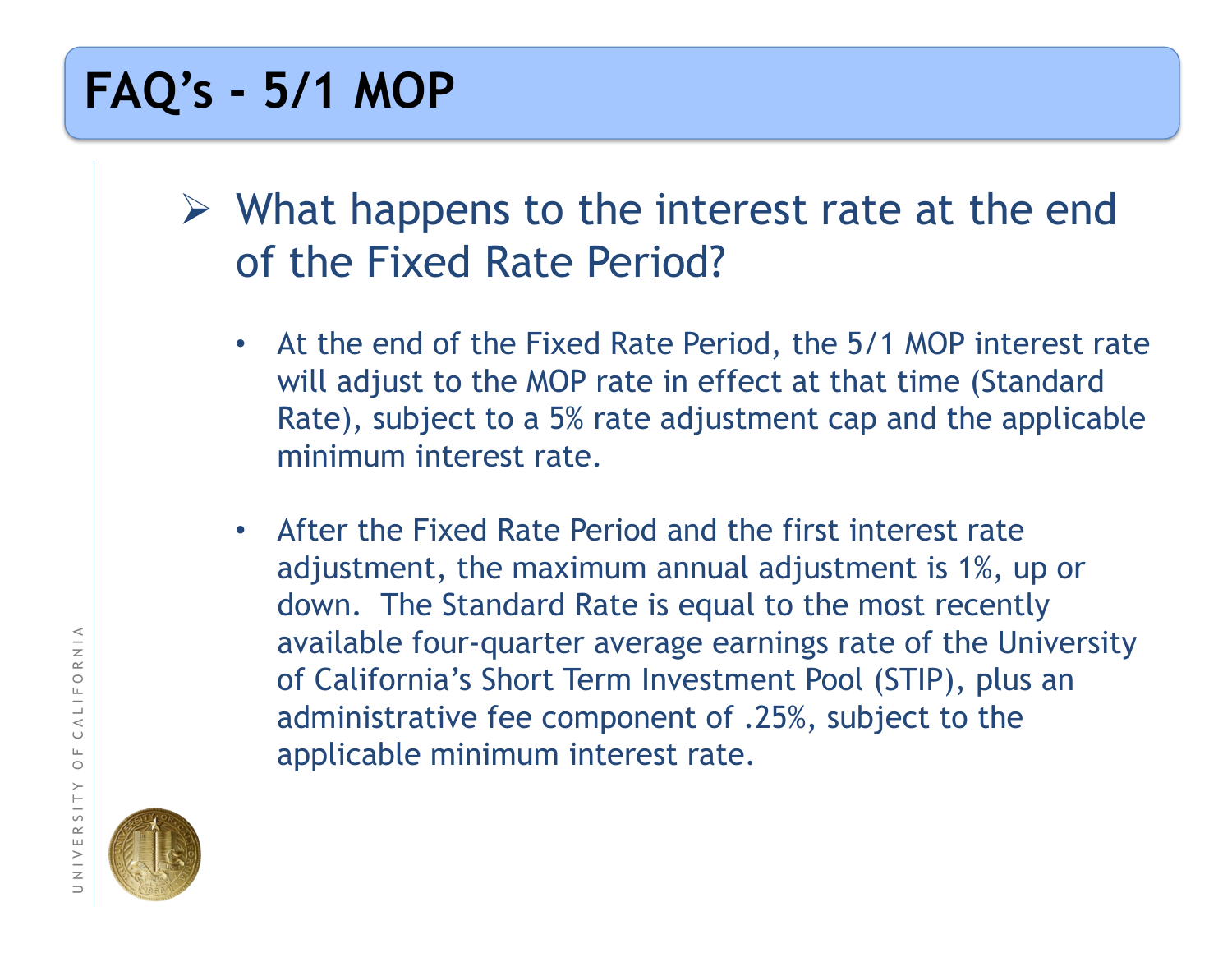# FAQ's - 5/1 MOP

## What happens to the interest rate at the end of the Fixed Rate Period?

- At the end of the Fixed Rate Period, the 5/1 MOP interest rate will adjust to the MOP rate in effect at that time (Standard Rate), subject to a 5% rate adjustment cap and the applicable minimum interest rate.
- After the Fixed Rate Period and the first interest rate adjustment, the maximum annual adjustment is 1%, up or down. The Standard Rate is equal to the most recently available four-quarter average earnings rate of the University of California's Short Term Investment Pool (STIP), plus an administrative fee component of .25%, subject to the applicable minimum interest rate.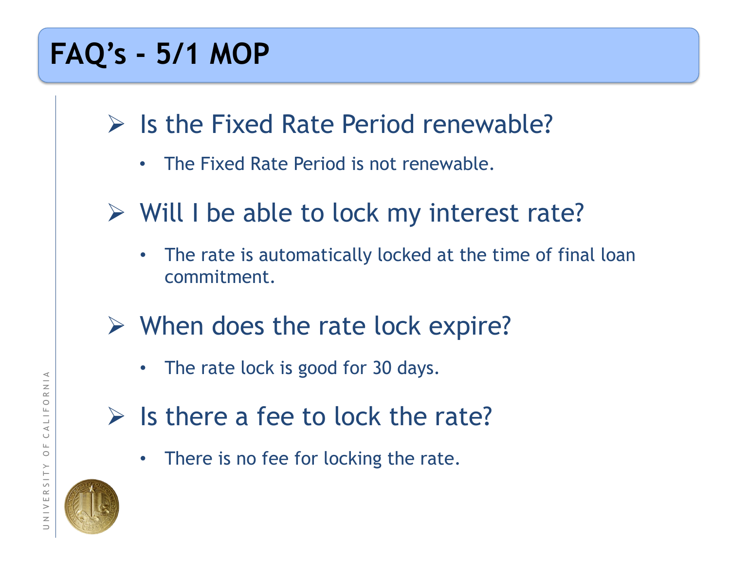# FAQ's - 5/1 MOP

- Is the Fixed Rate Period renewable?
  - The Fixed Rate Period is not renewable.
- Will I be able to lock my interest rate?
  - The rate is automatically locked at the time of final loan commitment.
- When does the rate lock expire?
  - The rate lock is good for 30 days.
- Is there a fee to lock the rate?
  - There is no fee for locking the rate.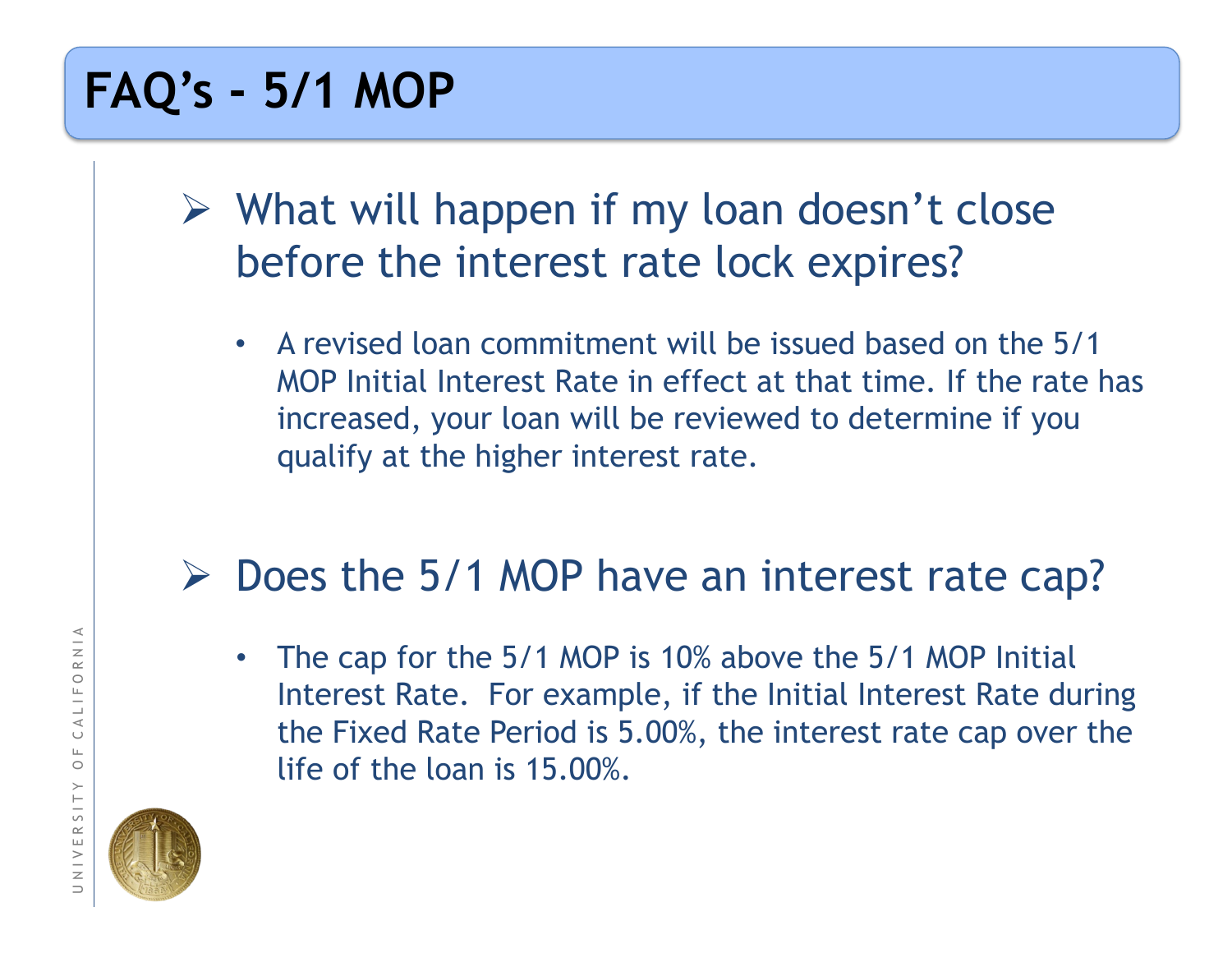# FAQ’s - 5/1 MOP

- What will happen if my loan doesn’t close before the interest rate lock expires?
  - A revised loan commitment will be issued based on the 5/1 MOP Initial Interest Rate in effect at that time. If the rate has increased, your loan will be reviewed to determine if you qualify at the higher interest rate.

- Does the 5/1 MOP have an interest rate cap?
  - The cap for the 5/1 MOP is 10% above the 5/1 MOP Initial Interest Rate. For example, if the Initial Interest Rate during the Fixed Rate Period is 5.00%, the interest rate cap over the life of the loan is 15.00%.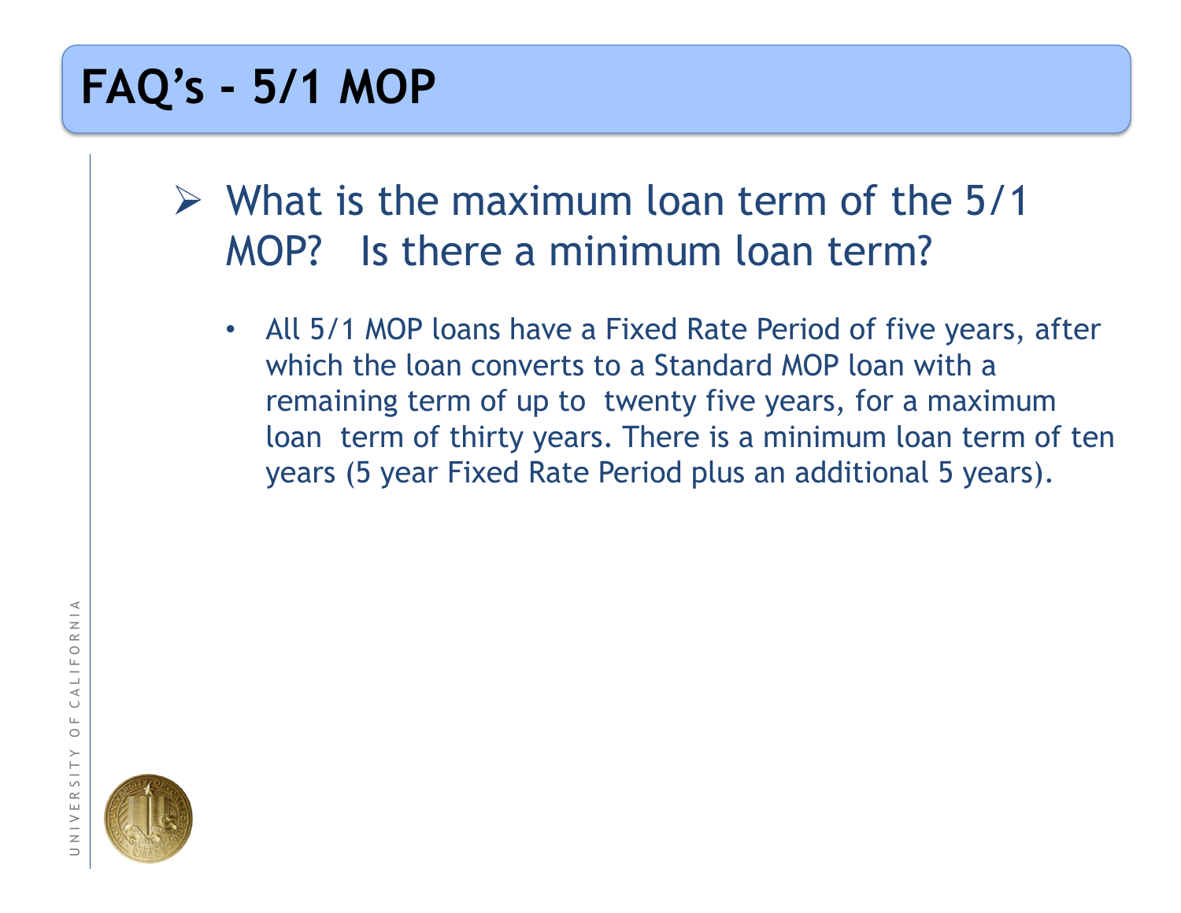# FAQ's - 5/1 MOP

- What is the maximum loan term of the 5/1 MOP? Is there a minimum loan term?

  - All 5/1 MOP loans have a Fixed Rate Period of five years, after which the loan converts to a Standard MOP loan with a remaining term of up to twenty five years, for a maximum loan term of thirty years. There is a minimum loan term of ten years (5 year Fixed Rate Period plus an additional 5 years).